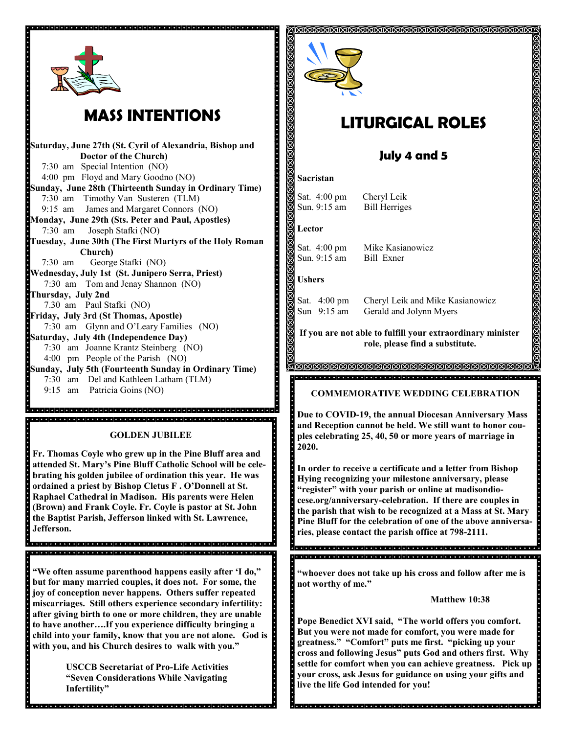## MASS INTENTIONS

**Saturday, June 27th (St. Cyril of Alexandria, Bishop and Doctor of the Church)**
7:30 am Special Intention (NO)
4:00 pm Floyd and Mary Goodno (NO)

**Sunday, June 28th (Thirteenth Sunday in Ordinary Time)**
7:30 am Timothy Van Susteren (TLM)
9:15 am James and Margaret Connors (NO)

**Monday, June 29th (Sts. Peter and Paul, Apostles)**
7:30 am Joseph Stafki (NO)

**Tuesday, June 30th (The First Martyrs of the Holy Roman Church)**
7:30 am George Stafki (NO)

**Wednesday, July 1st (St. Junipero Serra, Priest)**
7:30 am Tom and Jenay Shannon (NO)

**Thursday, July 2nd**
7:30 am Paul Stafki (NO)

**Friday, July 3rd (St Thomas, Apostle)**
7:30 am Glynn and O'Leary Families (NO)

**Saturday, July 4th (Independence Day)**
7:30 am Joanne Krantz Steinberg (NO)
4:00 pm People of the Parish (NO)

**Sunday, July 5th (Fourteenth Sunday in Ordinary Time)**
7:30 am Del and Kathleen Latham (TLM)
9:15 am Patricia Goins (NO)

### GOLDEN JUBILEE

**Fr. Thomas Coyle who grew up in the Pine Bluff area and attended St. Mary's Pine Bluff Catholic School will be celebrating his golden jubilee of ordination this year. He was ordained a priest by Bishop Cletus F . O'Donnell at St. Raphael Cathedral in Madison. His parents were Helen (Brown) and Frank Coyle. Fr. Coyle is pastor at St. John the Baptist Parish, Jefferson linked with St. Lawrence, Jefferson.**

**"We often assume parenthood happens easily after 'I do," but for many married couples, it does not. For some, the joy of conception never happens. Others suffer repeated miscarriages. Still others experience secondary infertility: after giving birth to one or more children, they are unable to have another….If you experience difficulty bringing a child into your family, know that you are not alone. God is with you, and his Church desires to walk with you."**

**USCCB Secretariat of Pro-Life Activities**
**"Seven Considerations While Navigating Infertility"**

## LITURGICAL ROLES

### July 4 and 5

**Sacristan**

Sat. 4:00 pm Cheryl Leik
Sun. 9:15 am Bill Herriges

**Lector**

Sat. 4:00 pm Mike Kasianowicz
Sun. 9:15 am Bill Exner

**Ushers**

Sat. 4:00 pm Cheryl Leik and Mike Kasianowicz
Sun 9:15 am Gerald and Jolynn Myers

**If you are not able to fulfill your extraordinary minister role, please find a substitute.**

### COMMEMORATIVE WEDDING CELEBRATION

**Due to COVID-19, the annual Diocesan Anniversary Mass and Reception cannot be held. We still want to honor couples celebrating 25, 40, 50 or more years of marriage in 2020.**

**In order to receive a certificate and a letter from Bishop Hying recognizing your milestone anniversary, please "register" with your parish or online at madisondiocese.org/anniversary-celebration. If there are couples in the parish that wish to be recognized at a Mass at St. Mary Pine Bluff for the celebration of one of the above anniversaries, please contact the parish office at 798-2111.**

**"whoever does not take up his cross and follow after me is not worthy of me."**

**Matthew 10:38**

**Pope Benedict XVI said, "The world offers you comfort. But you were not made for comfort, you were made for greatness." "Comfort" puts me first. "picking up your cross and following Jesus" puts God and others first. Why settle for comfort when you can achieve greatness. Pick up your cross, ask Jesus for guidance on using your gifts and live the life God intended for you!**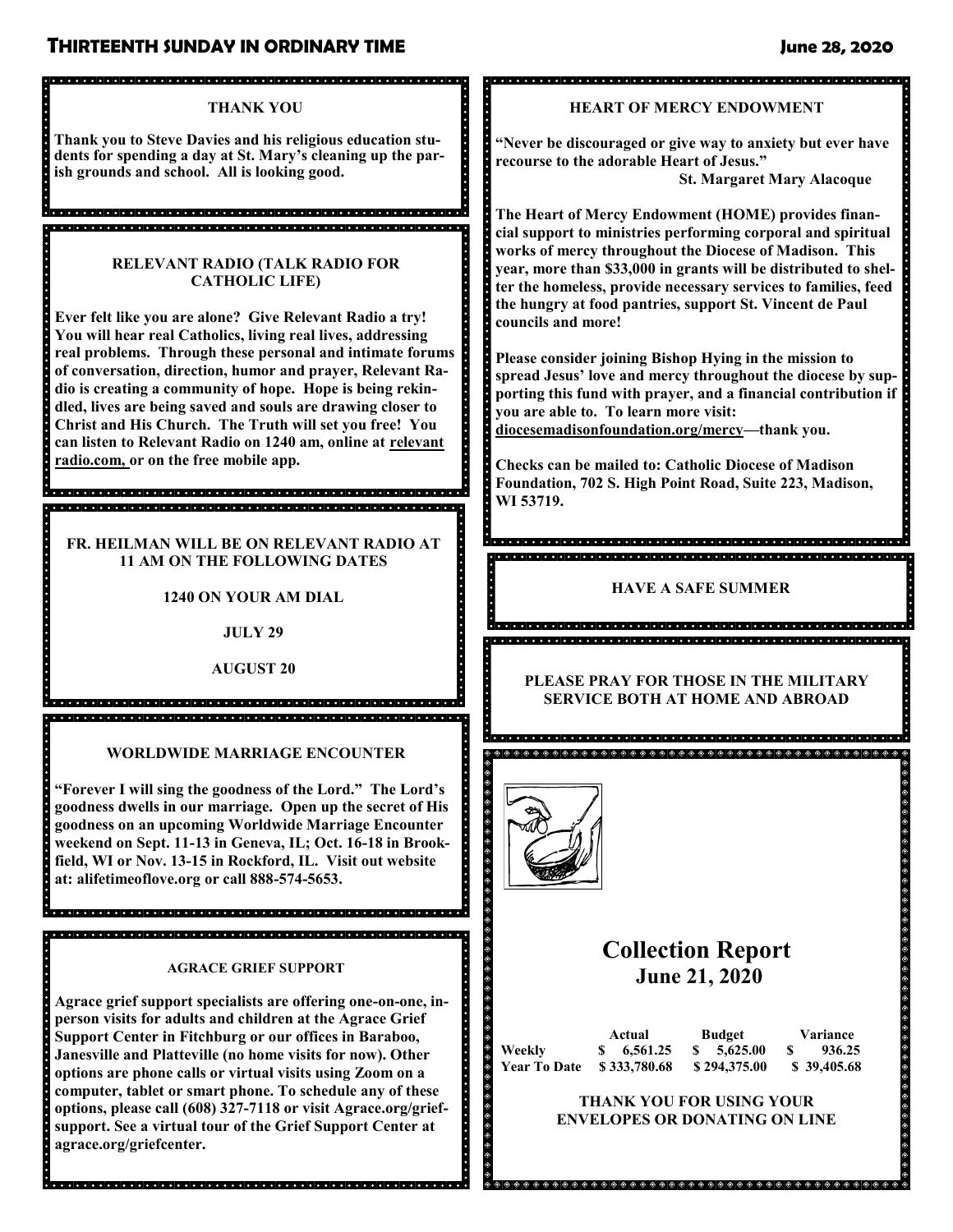## THANK YOU

**Thank you to Steve Davies and his religious education students for spending a day at St. Mary's cleaning up the parish grounds and school. All is looking good.**

## RELEVANT RADIO (TALK RADIO FOR CATHOLIC LIFE)

**Ever felt like you are alone? Give Relevant Radio a try! You will hear real Catholics, living real lives, addressing real problems. Through these personal and intimate forums of conversation, direction, humor and prayer, Relevant Radio is creating a community of hope. Hope is being rekindled, lives are being saved and souls are drawing closer to Christ and His Church. The Truth will set you free! You can listen to Relevant Radio on 1240 am, online at relevant radio.com, or on the free mobile app.**

## FR. HEILMAN WILL BE ON RELEVANT RADIO AT 11 AM ON THE FOLLOWING DATES

**1240 ON YOUR AM DIAL**

**JULY 29**

**AUGUST 20**

## WORLDWIDE MARRIAGE ENCOUNTER

**"Forever I will sing the goodness of the Lord." The Lord's goodness dwells in our marriage. Open up the secret of His goodness on an upcoming Worldwide Marriage Encounter weekend on Sept. 11-13 in Geneva, IL; Oct. 16-18 in Brookfield, WI or Nov. 13-15 in Rockford, IL. Visit out website at: alifetimeoflove.org or call 888-574-5653.**

## AGRACE GRIEF SUPPORT

**Agrace grief support specialists are offering one-on-one, in-person visits for adults and children at the Agrace Grief Support Center in Fitchburg or our offices in Baraboo, Janesville and Platteville (no home visits for now). Other options are phone calls or virtual visits using Zoom on a computer, tablet or smart phone. To schedule any of these options, please call (608) 327-7118 or visit Agrace.org/grief-support. See a virtual tour of the Grief Support Center at agrace.org/griefcenter.**

## HEART OF MERCY ENDOWMENT

**"Never be discouraged or give way to anxiety but ever have recourse to the adorable Heart of Jesus."**
**St. Margaret Mary Alacoque**

**The Heart of Mercy Endowment (HOME) provides financial support to ministries performing corporal and spiritual works of mercy throughout the Diocese of Madison. This year, more than $33,000 in grants will be distributed to shelter the homeless, provide necessary services to families, feed the hungry at food pantries, support St. Vincent de Paul councils and more!**

**Please consider joining Bishop Hying in the mission to spread Jesus' love and mercy throughout the diocese by supporting this fund with prayer, and a financial contribution if you are able to. To learn more visit: diocesemadisonfoundation.org/mercy—thank you.**

**Checks can be mailed to: Catholic Diocese of Madison Foundation, 702 S. High Point Road, Suite 223, Madison, WI 53719.**

## HAVE A SAFE SUMMER

## PLEASE PRAY FOR THOSE IN THE MILITARY SERVICE BOTH AT HOME AND ABROAD

# Collection Report
## June 21, 2020

| | Actual | Budget | Variance |
|---|---|---|---|
| **Weekly** | $ 6,561.25 | $ 5,625.00 | $ 936.25 |
| **Year To Date** | $ 333,780.68 | $ 294,375.00 | $ 39,405.68 |

**THANK YOU FOR USING YOUR ENVELOPES OR DONATING ON LINE**